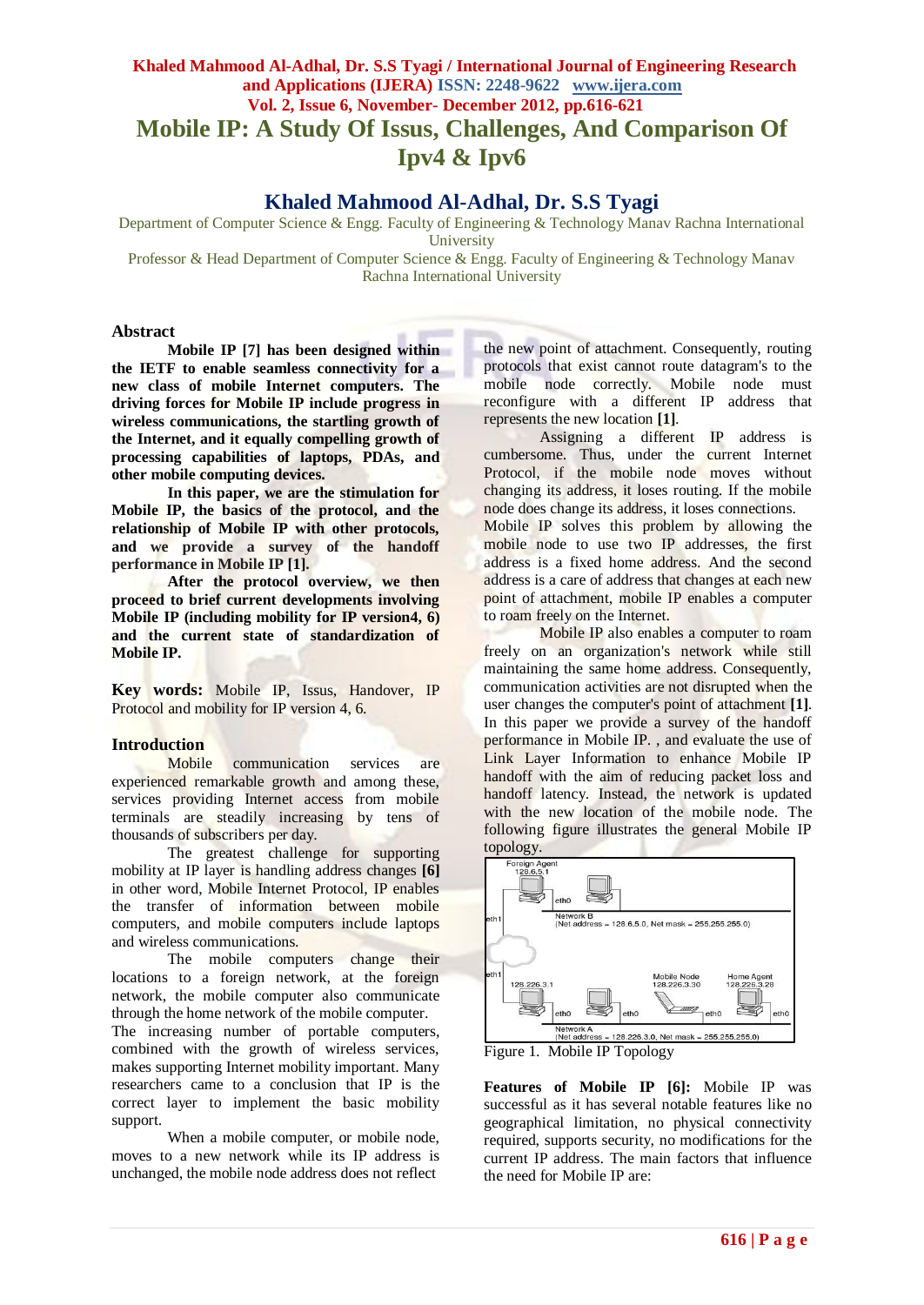# Mobile IP: A Study Of Issus, Challenges, And Comparison Of Ipv4 & Ipv6

## Khaled Mahmood Al-Adhal, Dr. S.S Tyagi

Department of Computer Science & Engg. Faculty of Engineering & Technology Manav Rachna International University

Professor & Head Department of Computer Science & Engg. Faculty of Engineering & Technology Manav Rachna International University

## Abstract

**Mobile IP [7] has been designed within the IETF to enable seamless connectivity for a new class of mobile Internet computers. The driving forces for Mobile IP include progress in wireless communications, the startling growth of the Internet, and it equally compelling growth of processing capabilities of laptops, PDAs, and other mobile computing devices.**

**In this paper, we are the stimulation for Mobile IP, the basics of the protocol, and the relationship of Mobile IP with other protocols, and we provide a survey of the handoff performance in Mobile IP [1].**

**After the protocol overview, we then proceed to brief current developments involving Mobile IP (including mobility for IP version4, 6) and the current state of standardization of Mobile IP.**

**Key words:** Mobile IP, Issus, Handover, IP Protocol and mobility for IP version 4, 6.

## Introduction

Mobile communication services are experienced remarkable growth and among these, services providing Internet access from mobile terminals are steadily increasing by tens of thousands of subscribers per day.

The greatest challenge for supporting mobility at IP layer is handling address changes **[6]** in other word, Mobile Internet Protocol, IP enables the transfer of information between mobile computers, and mobile computers include laptops and wireless communications.

The mobile computers change their locations to a foreign network, at the foreign network, the mobile computer also communicate through the home network of the mobile computer.

The increasing number of portable computers, combined with the growth of wireless services, makes supporting Internet mobility important. Many researchers came to a conclusion that IP is the correct layer to implement the basic mobility support.

When a mobile computer, or mobile node, moves to a new network while its IP address is unchanged, the mobile node address does not reflect the new point of attachment. Consequently, routing protocols that exist cannot route datagram's to the mobile node correctly. Mobile node must reconfigure with a different IP address that represents the new location **[1]**.

Assigning a different IP address is cumbersome. Thus, under the current Internet Protocol, if the mobile node moves without changing its address, it loses routing. If the mobile node does change its address, it loses connections. Mobile IP solves this problem by allowing the mobile node to use two IP addresses, the first address is a fixed home address. And the second address is a care of address that changes at each new point of attachment, mobile IP enables a computer to roam freely on the Internet.

Mobile IP also enables a computer to roam freely on an organization's network while still maintaining the same home address. Consequently, communication activities are not disrupted when the user changes the computer's point of attachment **[1]**. In this paper we provide a survey of the handoff performance in Mobile IP. , and evaluate the use of Link Layer Information to enhance Mobile IP handoff with the aim of reducing packet loss and handoff latency. Instead, the network is updated with the new location of the mobile node. The following figure illustrates the general Mobile IP topology.

Figure 1. Mobile IP Topology

**Features of Mobile IP [6]:** Mobile IP was successful as it has several notable features like no geographical limitation, no physical connectivity required, supports security, no modifications for the current IP address. The main factors that influence the need for Mobile IP are: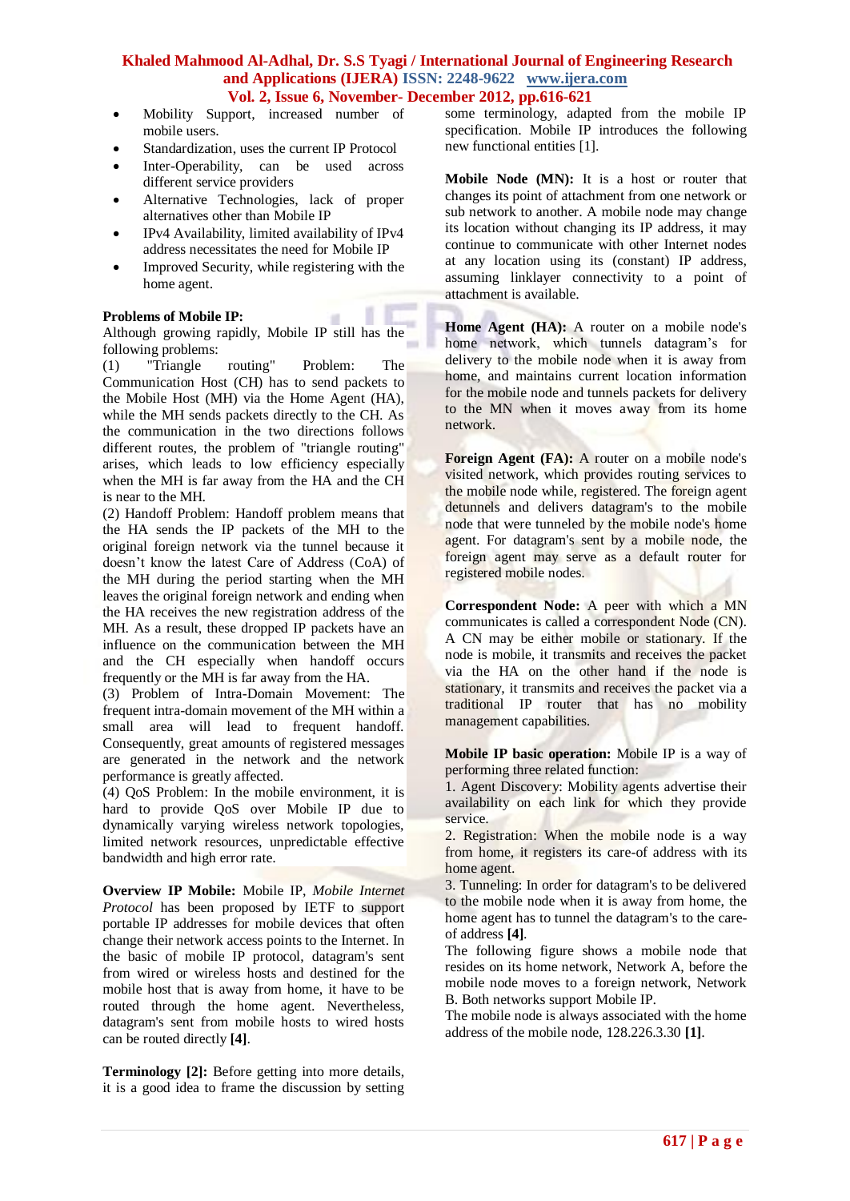- Mobility Support, increased number of mobile users.
- Standardization, uses the current IP Protocol
- Inter-Operability, can be used across different service providers
- Alternative Technologies, lack of proper alternatives other than Mobile IP
- IPv4 Availability, limited availability of IPv4 address necessitates the need for Mobile IP
- Improved Security, while registering with the home agent.

**Problems of Mobile IP:**
Although growing rapidly, Mobile IP still has the following problems:
(1) "Triangle routing" Problem: The Communication Host (CH) has to send packets to the Mobile Host (MH) via the Home Agent (HA), while the MH sends packets directly to the CH. As the communication in the two directions follows different routes, the problem of "triangle routing" arises, which leads to low efficiency especially when the MH is far away from the HA and the CH is near to the MH.
(2) Handoff Problem: Handoff problem means that the HA sends the IP packets of the MH to the original foreign network via the tunnel because it doesn't know the latest Care of Address (CoA) of the MH during the period starting when the MH leaves the original foreign network and ending when the HA receives the new registration address of the MH. As a result, these dropped IP packets have an influence on the communication between the MH and the CH especially when handoff occurs frequently or the MH is far away from the HA.
(3) Problem of Intra-Domain Movement: The frequent intra-domain movement of the MH within a small area will lead to frequent handoff. Consequently, great amounts of registered messages are generated in the network and the network performance is greatly affected.
(4) QoS Problem: In the mobile environment, it is hard to provide QoS over Mobile IP due to dynamically varying wireless network topologies, limited network resources, unpredictable effective bandwidth and high error rate.

**Overview IP Mobile:** Mobile IP, *Mobile Internet Protocol* has been proposed by IETF to support portable IP addresses for mobile devices that often change their network access points to the Internet. In the basic of mobile IP protocol, datagram's sent from wired or wireless hosts and destined for the mobile host that is away from home, it have to be routed through the home agent. Nevertheless, datagram's sent from mobile hosts to wired hosts can be routed directly **[4]**.

**Terminology [2]:** Before getting into more details, it is a good idea to frame the discussion by setting some terminology, adapted from the mobile IP specification. Mobile IP introduces the following new functional entities [1].

**Mobile Node (MN):** It is a host or router that changes its point of attachment from one network or sub network to another. A mobile node may change its location without changing its IP address, it may continue to communicate with other Internet nodes at any location using its (constant) IP address, assuming linklayer connectivity to a point of attachment is available.

**Home Agent (HA):** A router on a mobile node's home network, which tunnels datagram's for delivery to the mobile node when it is away from home, and maintains current location information for the mobile node and tunnels packets for delivery to the MN when it moves away from its home network.

**Foreign Agent (FA):** A router on a mobile node's visited network, which provides routing services to the mobile node while, registered. The foreign agent detunnels and delivers datagram's to the mobile node that were tunneled by the mobile node's home agent. For datagram's sent by a mobile node, the foreign agent may serve as a default router for registered mobile nodes.

**Correspondent Node:** A peer with which a MN communicates is called a correspondent Node (CN). A CN may be either mobile or stationary. If the node is mobile, it transmits and receives the packet via the HA on the other hand if the node is stationary, it transmits and receives the packet via a traditional IP router that has no mobility management capabilities.

**Mobile IP basic operation:** Mobile IP is a way of performing three related function:
1. Agent Discovery: Mobility agents advertise their availability on each link for which they provide service.
2. Registration: When the mobile node is a way from home, it registers its care-of address with its home agent.
3. Tunneling: In order for datagram's to be delivered to the mobile node when it is away from home, the home agent has to tunnel the datagram's to the care-of address **[4]**.
The following figure shows a mobile node that resides on its home network, Network A, before the mobile node moves to a foreign network, Network B. Both networks support Mobile IP.
The mobile node is always associated with the home address of the mobile node, 128.226.3.30 **[1]**.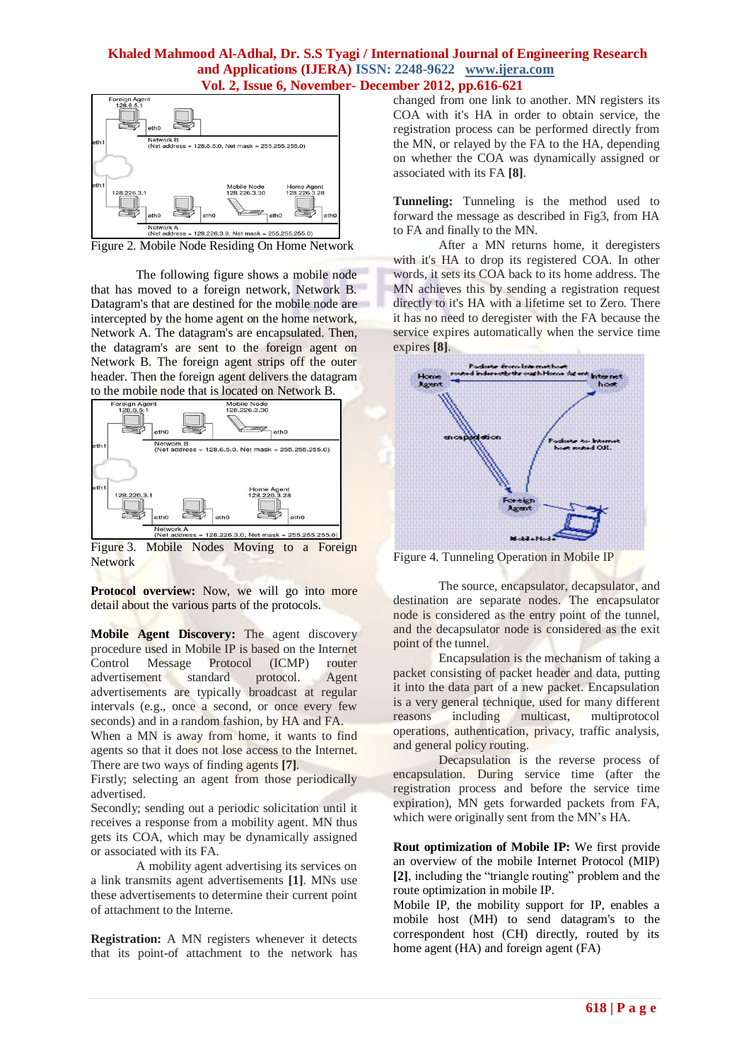Figure 2. Mobile Node Residing On Home Network

The following figure shows a mobile node that has moved to a foreign network, Network B. Datagram's that are destined for the mobile node are intercepted by the home agent on the home network, Network A. The datagram's are encapsulated. Then, the datagram's are sent to the foreign agent on Network B. The foreign agent strips off the outer header. Then the foreign agent delivers the datagram to the mobile node that is located on Network B.

Figure 3. Mobile Nodes Moving to a Foreign Network

**Protocol overview:** Now, we will go into more detail about the various parts of the protocols.

**Mobile Agent Discovery:** The agent discovery procedure used in Mobile IP is based on the Internet Control Message Protocol (ICMP) router advertisement standard protocol. Agent advertisements are typically broadcast at regular intervals (e.g., once a second, or once every few seconds) and in a random fashion, by HA and FA. When a MN is away from home, it wants to find agents so that it does not lose access to the Internet. There are two ways of finding agents **[7]**.
Firstly; selecting an agent from those periodically advertised.
Secondly; sending out a periodic solicitation until it receives a response from a mobility agent. MN thus gets its COA, which may be dynamically assigned or associated with its FA.

A mobility agent advertising its services on a link transmits agent advertisements **[1]**. MNs use these advertisements to determine their current point of attachment to the Interne.

**Registration:** A MN registers whenever it detects that its point-of attachment to the network has changed from one link to another. MN registers its COA with it's HA in order to obtain service, the registration process can be performed directly from the MN, or relayed by the FA to the HA, depending on whether the COA was dynamically assigned or associated with its FA **[8]**.

**Tunneling:** Tunneling is the method used to forward the message as described in Fig3, from HA to FA and finally to the MN.

After a MN returns home, it deregisters with it's HA to drop its registered COA. In other words, it sets its COA back to its home address. The MN achieves this by sending a registration request directly to it's HA with a lifetime set to Zero. There it has no need to deregister with the FA because the service expires automatically when the service time expires **[8]**.

Figure 4. Tunneling Operation in Mobile IP

The source, encapsulator, decapsulator, and destination are separate nodes. The encapsulator node is considered as the entry point of the tunnel, and the decapsulator node is considered as the exit point of the tunnel.

Encapsulation is the mechanism of taking a packet consisting of packet header and data, putting it into the data part of a new packet. Encapsulation is a very general technique, used for many different reasons including multicast, multiprotocol operations, authentication, privacy, traffic analysis, and general policy routing.

Decapsulation is the reverse process of encapsulation. During service time (after the registration process and before the service time expiration), MN gets forwarded packets from FA, which were originally sent from the MN's HA.

**Rout optimization of Mobile IP:** We first provide an overview of the mobile Internet Protocol (MIP) **[2]**, including the "triangle routing" problem and the route optimization in mobile IP.
Mobile IP, the mobility support for IP, enables a mobile host (MH) to send datagram's to the correspondent host (CH) directly, routed by its home agent (HA) and foreign agent (FA)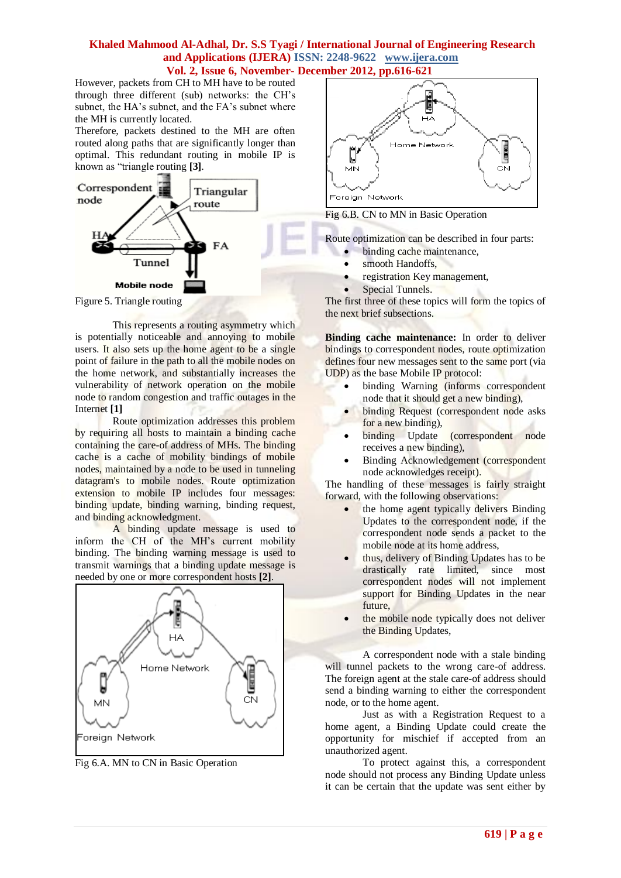However, packets from CH to MH have to be routed through three different (sub) networks: the CH's subnet, the HA's subnet, and the FA's subnet where the MH is currently located.
Therefore, packets destined to the MH are often routed along paths that are significantly longer than optimal. This redundant routing in mobile IP is known as "triangle routing **[3]**.

Figure 5. Triangle routing

This represents a routing asymmetry which is potentially noticeable and annoying to mobile users. It also sets up the home agent to be a single point of failure in the path to all the mobile nodes on the home network, and substantially increases the vulnerability of network operation on the mobile node to random congestion and traffic outages in the Internet **[1]**

Route optimization addresses this problem by requiring all hosts to maintain a binding cache containing the care-of address of MHs. The binding cache is a cache of mobility bindings of mobile nodes, maintained by a node to be used in tunneling datagram's to mobile nodes. Route optimization extension to mobile IP includes four messages: binding update, binding warning, binding request, and binding acknowledgment.

A binding update message is used to inform the CH of the MH's current mobility binding. The binding warning message is used to transmit warnings that a binding update message is needed by one or more correspondent hosts **[2]**.

Fig 6.A. MN to CN in Basic Operation

Fig 6.B. CN to MN in Basic Operation

Route optimization can be described in four parts:

- binding cache maintenance,
- smooth Handoffs,
- registration Key management,
- Special Tunnels.

The first three of these topics will form the topics of the next brief subsections.

**Binding cache maintenance:** In order to deliver bindings to correspondent nodes, route optimization defines four new messages sent to the same port (via UDP) as the base Mobile IP protocol:

- binding Warning (informs correspondent node that it should get a new binding),
- binding Request (correspondent node asks for a new binding),
- binding Update (correspondent node receives a new binding),
- Binding Acknowledgement (correspondent node acknowledges receipt).

The handling of these messages is fairly straight forward, with the following observations:

- the home agent typically delivers Binding Updates to the correspondent node, if the correspondent node sends a packet to the mobile node at its home address,
- thus, delivery of Binding Updates has to be drastically rate limited, since most correspondent nodes will not implement support for Binding Updates in the near future,
- the mobile node typically does not deliver the Binding Updates,

A correspondent node with a stale binding will tunnel packets to the wrong care-of address. The foreign agent at the stale care-of address should send a binding warning to either the correspondent node, or to the home agent.

Just as with a Registration Request to a home agent, a Binding Update could create the opportunity for mischief if accepted from an unauthorized agent.

To protect against this, a correspondent node should not process any Binding Update unless it can be certain that the update was sent either by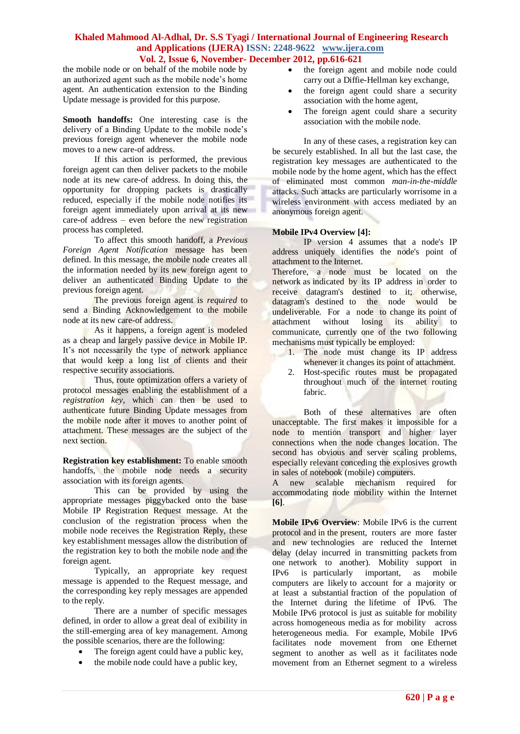the mobile node or on behalf of the mobile node by an authorized agent such as the mobile node's home agent. An authentication extension to the Binding Update message is provided for this purpose.

**Smooth handoffs:** One interesting case is the delivery of a Binding Update to the mobile node's previous foreign agent whenever the mobile node moves to a new care-of address.

If this action is performed, the previous foreign agent can then deliver packets to the mobile node at its new care-of address. In doing this, the opportunity for dropping packets is drastically reduced, especially if the mobile node notifies its foreign agent immediately upon arrival at its new care-of address – even before the new registration process has completed.

To affect this smooth handoff, a *Previous Foreign Agent Notification* message has been defined. In this message, the mobile node creates all the information needed by its new foreign agent to deliver an authenticated Binding Update to the previous foreign agent.

The previous foreign agent is *required* to send a Binding Acknowledgement to the mobile node at its new care-of address.

As it happens, a foreign agent is modeled as a cheap and largely passive device in Mobile IP. It's not necessarily the type of network appliance that would keep a long list of clients and their respective security associations.

Thus, route optimization offers a variety of protocol messages enabling the establishment of a *registration key*, which can then be used to authenticate future Binding Update messages from the mobile node after it moves to another point of attachment. These messages are the subject of the next section.

**Registration key establishment:** To enable smooth handoffs, the mobile node needs a security association with its foreign agents.

This can be provided by using the appropriate messages piggybacked onto the base Mobile IP Registration Request message. At the conclusion of the registration process when the mobile node receives the Registration Reply, these key establishment messages allow the distribution of the registration key to both the mobile node and the foreign agent.

Typically, an appropriate key request message is appended to the Request message, and the corresponding key reply messages are appended to the reply.

There are a number of specific messages defined, in order to allow a great deal of exibility in the still-emerging area of key management. Among the possible scenarios, there are the following:

- The foreign agent could have a public key,
- the mobile node could have a public key,
- the foreign agent and mobile node could carry out a Diffie-Hellman key exchange,
- the foreign agent could share a security association with the home agent,
- The foreign agent could share a security association with the mobile node.

In any of these cases, a registration key can be securely established. In all but the last case, the registration key messages are authenticated to the mobile node by the home agent, which has the effect of eliminated most common *man-in-the-middle* attacks. Such attacks are particularly worrisome in a wireless environment with access mediated by an anonymous foreign agent.

**Mobile IPv4 Overview [4]:**

IP version 4 assumes that a node's IP address uniquely identifies the node's point of attachment to the Internet.
Therefore, a node must be located on the network as indicated by its IP address in order to receive datagram's destined to it; otherwise, datagram's destined to the node would be undeliverable. For a node to change its point of attachment without losing its ability to communicate, currently one of the two following mechanisms must typically be employed:

1. The node must change its IP address whenever it changes its point of attachment.
2. Host-specific routes must be propagated throughout much of the internet routing fabric.

Both of these alternatives are often unacceptable. The first makes it impossible for a node to mention transport and higher layer connections when the node changes location. The second has obvious and server scaling problems, especially relevant conceding the explosives growth in sales of notebook (mobile) computers.
A new scalable mechanism required for accommodating node mobility within the Internet **[6]**.

**Mobile IPv6 Overview**: Mobile IPv6 is the current protocol and in the present, routers are more faster and new technologies are reduced the Internet delay (delay incurred in transmitting packets from one network to another). Mobility support in IPv6 is particularly important, as mobile computers are likely to account for a majority or at least a substantial fraction of the population of the Internet during the lifetime of IPv6. The Mobile IPv6 protocol is just as suitable for mobility across homogeneous media as for mobility across heterogeneous media. For example, Mobile IPv6 facilitates node movement from one Ethernet segment to another as well as it facilitates node movement from an Ethernet segment to a wireless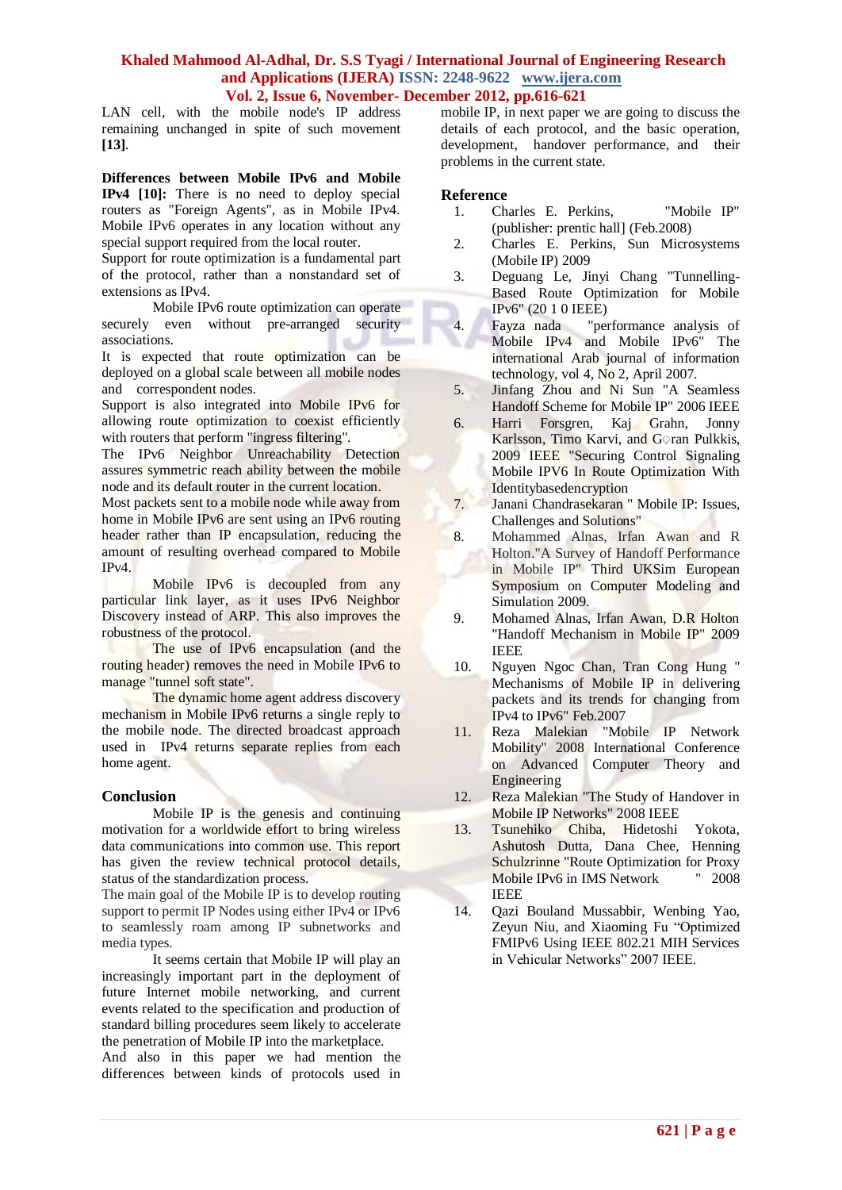LAN cell, with the mobile node's IP address remaining unchanged in spite of such movement **[13]**.

**Differences between Mobile IPv6 and Mobile IPv4 [10]:** There is no need to deploy special routers as "Foreign Agents", as in Mobile IPv4. Mobile IPv6 operates in any location without any special support required from the local router.

Support for route optimization is a fundamental part of the protocol, rather than a nonstandard set of extensions as IPv4.

Mobile IPv6 route optimization can operate securely even without pre-arranged security associations.

It is expected that route optimization can be deployed on a global scale between all mobile nodes and correspondent nodes.

Support is also integrated into Mobile IPv6 for allowing route optimization to coexist efficiently with routers that perform "ingress filtering".

The IPv6 Neighbor Unreachability Detection assures symmetric reach ability between the mobile node and its default router in the current location.

Most packets sent to a mobile node while away from home in Mobile IPv6 are sent using an IPv6 routing header rather than IP encapsulation, reducing the amount of resulting overhead compared to Mobile IPv4.

Mobile IPv6 is decoupled from any particular link layer, as it uses IPv6 Neighbor Discovery instead of ARP. This also improves the robustness of the protocol.

The use of IPv6 encapsulation (and the routing header) removes the need in Mobile IPv6 to manage "tunnel soft state".

The dynamic home agent address discovery mechanism in Mobile IPv6 returns a single reply to the mobile node. The directed broadcast approach used in IPv4 returns separate replies from each home agent.

## Conclusion

Mobile IP is the genesis and continuing motivation for a worldwide effort to bring wireless data communications into common use. This report has given the review technical protocol details, status of the standardization process.

The main goal of the Mobile IP is to develop routing support to permit IP Nodes using either IPv4 or IPv6 to seamlessly roam among IP subnetworks and media types.

It seems certain that Mobile IP will play an increasingly important part in the deployment of future Internet mobile networking, and current events related to the specification and production of standard billing procedures seem likely to accelerate the penetration of Mobile IP into the marketplace.

And also in this paper we had mention the differences between kinds of protocols used in mobile IP, in next paper we are going to discuss the details of each protocol, and the basic operation, development, handover performance, and their problems in the current state.

## Reference

1. Charles E. Perkins, "Mobile IP" (publisher: prentic hall] (Feb.2008)
2. Charles E. Perkins, Sun Microsystems (Mobile IP) 2009
3. Deguang Le, Jinyi Chang "Tunnelling-Based Route Optimization for Mobile IPv6" (20 1 0 IEEE)
4. Fayza nada "performance analysis of Mobile IPv4 and Mobile IPv6" The international Arab journal of information technology, vol 4, No 2, April 2007.
5. Jinfang Zhou and Ni Sun "A Seamless Handoff Scheme for Mobile IP" 2006 IEEE
6. Harri Forsgren, Kaj Grahn, Jonny Karlsson, Timo Karvi, and G○ran Pulkkis, 2009 IEEE "Securing Control Signaling Mobile IPV6 In Route Optimization With Identitybasedencryption
7. Janani Chandrasekaran " Mobile IP: Issues, Challenges and Solutions"
8. Mohammed Alnas, Irfan Awan and R Holton."A Survey of Handoff Performance in Mobile IP" Third UKSim European Symposium on Computer Modeling and Simulation 2009.
9. Mohamed Alnas, Irfan Awan, D.R Holton "Handoff Mechanism in Mobile IP" 2009 IEEE
10. Nguyen Ngoc Chan, Tran Cong Hung " Mechanisms of Mobile IP in delivering packets and its trends for changing from IPv4 to IPv6" Feb.2007
11. Reza Malekian "Mobile IP Network Mobility" 2008 International Conference on Advanced Computer Theory and Engineering
12. Reza Malekian "The Study of Handover in Mobile IP Networks" 2008 IEEE
13. Tsunehiko Chiba, Hidetoshi Yokota, Ashutosh Dutta, Dana Chee, Henning Schulzrinne "Route Optimization for Proxy Mobile IPv6 in IMS Network " 2008 IEEE
14. Qazi Bouland Mussabbir, Wenbing Yao, Zeyun Niu, and Xiaoming Fu "Optimized FMIPv6 Using IEEE 802.21 MIH Services in Vehicular Networks" 2007 IEEE.